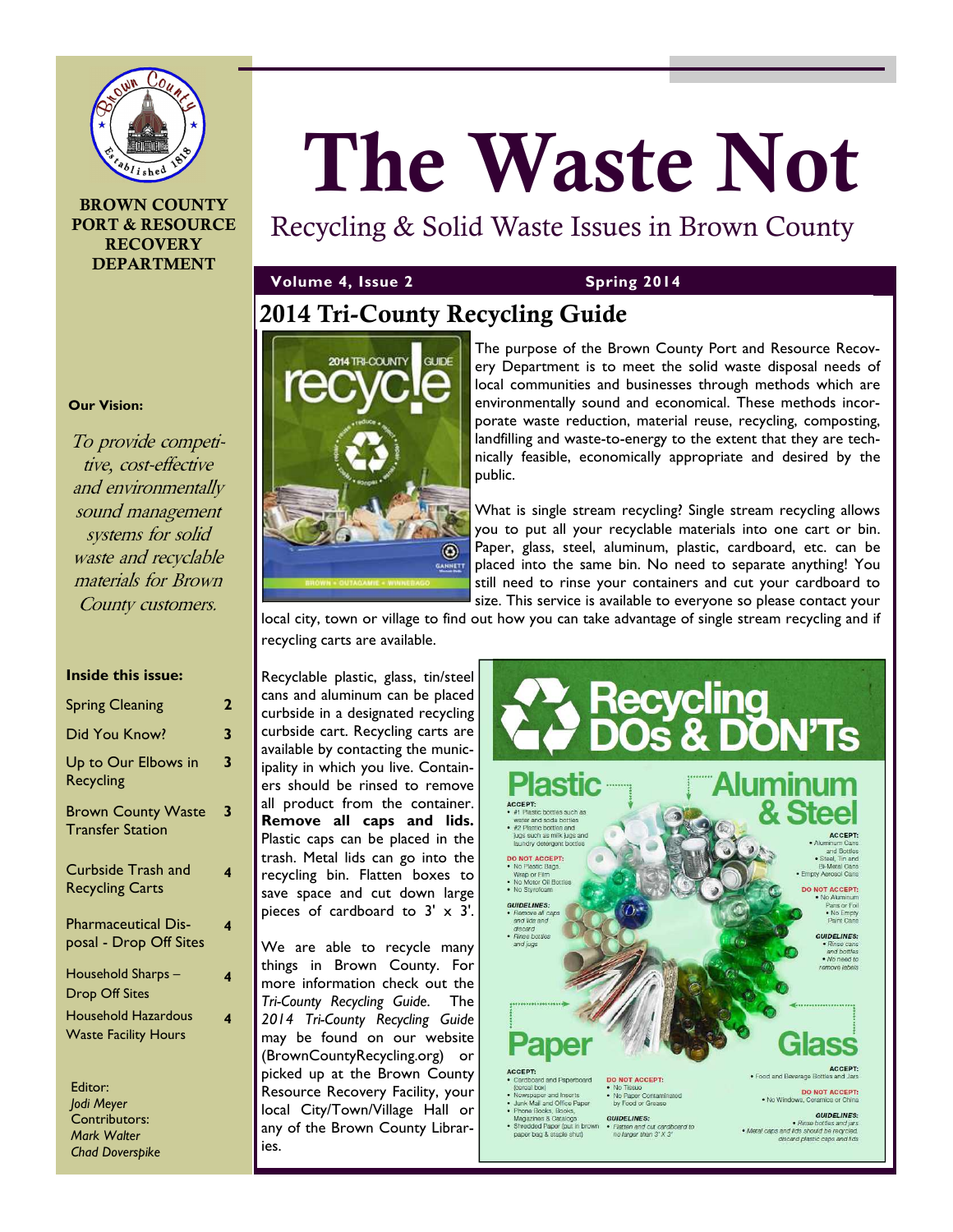BROWN COUNTY PORT & RESOURCE RECOVERY DEPARTMENT

# The Waste Not

Recycling & Solid Waste Issues in Brown County

**Volume 4, Issue 2** **Spring 2014**

**Our Vision:**

*To provide competitive, cost-effective and environmentally sound management systems for solid waste and recyclable materials for Brown County customers.*

**Inside this issue:**

| | |
|---|---|
| Spring Cleaning | 2 |
| Did You Know? | 3 |
| Up to Our Elbows in Recycling | 3 |
| Brown County Waste Transfer Station | 3 |
| Curbside Trash and Recycling Carts | 4 |
| Pharmaceutical Disposal - Drop Off Sites | 4 |
| Household Sharps – Drop Off Sites | 4 |
| Household Hazardous Waste Facility Hours | 4 |

Editor:
*Jodi Meyer*
Contributors:
*Mark Walter*
*Chad Doverspike*

## 2014 Tri-County Recycling Guide

The purpose of the Brown County Port and Resource Recovery Department is to meet the solid waste disposal needs of local communities and businesses through methods which are environmentally sound and economical. These methods incorporate waste reduction, material reuse, recycling, composting, landfilling and waste-to-energy to the extent that they are technically feasible, economically appropriate and desired by the public.

What is single stream recycling? Single stream recycling allows you to put all your recyclable materials into one cart or bin. Paper, glass, steel, aluminum, plastic, cardboard, etc. can be placed into the same bin. No need to separate anything! You still need to rinse your containers and cut your cardboard to size. This service is available to everyone so please contact your local city, town or village to find out how you can take advantage of single stream recycling and if recycling carts are available.

Recyclable plastic, glass, tin/steel cans and aluminum can be placed curbside in a designated recycling curbside cart. Recycling carts are available by contacting the municipality in which you live. Containers should be rinsed to remove all product from the container. **Remove all caps and lids.** Plastic caps can be placed in the trash. Metal lids can go into the recycling bin. Flatten boxes to save space and cut down large pieces of cardboard to 3' x 3'.

We are able to recycle many things in Brown County. For more information check out the *Tri-County Recycling Guide*. The *2014 Tri-County Recycling Guide* may be found on our website (BrownCountyRecycling.org) or picked up at the Brown County Resource Recovery Facility, your local City/Town/Village Hall or any of the Brown County Libraries.

### Recycling DOs & DON'Ts

**Plastic**

ACCEPT:
- #1 Plastic bottles such as water and soda bottles
- #2 Plastic bottles and jugs such as milk jugs and laundry detergent bottles

DO NOT ACCEPT:
- No Plastic Bags, Wrap or Film
- No Motor Oil Bottles
- No Styrofoam

GUIDELINES:
- *Remove all caps and lids and discard*
- *Rinse bottles and jugs*

**Aluminum & Steel**

ACCEPT:
- Aluminum Cans and Bottles
- Steel, Tin and Bi-Metal Cans
- Empty Aerosol Cans

DO NOT ACCEPT:
- No Aluminum Pans or Foil
- No Empty Paint Cans

GUIDELINES:
- *Rinse cans and bottles*
- *No need to remove labels*

**Paper**

ACCEPT:
- Cardboard and Paperboard (cereal box)
- Newspaper and Inserts
- Junk Mail and Office Paper
- Phone Books, Books, Magazines & Catalogs
- Shredded Paper (put in brown paper bag & staple shut)

DO NOT ACCEPT:
- No Tissue
- No Paper Contaminated by Food or Grease

GUIDELINES:
- *Flatten and cut cardboard to no larger than 3' X 3'*

**Glass**

ACCEPT:
- Food and Beverage Bottles and Jars

DO NOT ACCEPT:
- No Windows, Ceramics or China

GUIDELINES:
- *Rinse bottles and jars*
- *Metal caps and lids should be recycled, discard plastic caps and lids*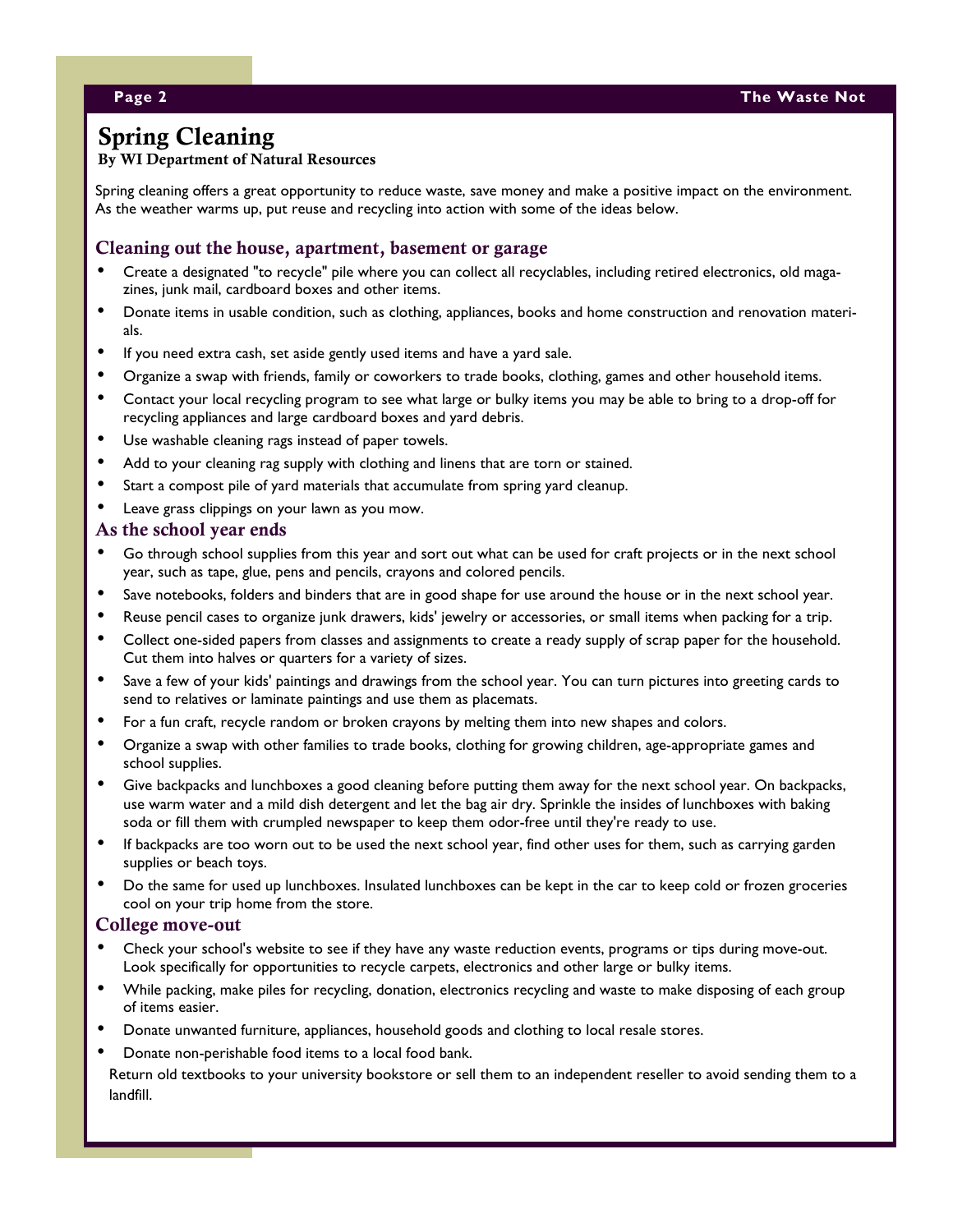# Spring Cleaning

**By WI Department of Natural Resources**

Spring cleaning offers a great opportunity to reduce waste, save money and make a positive impact on the environment. As the weather warms up, put reuse and recycling into action with some of the ideas below.

## Cleaning out the house, apartment, basement or garage

- Create a designated "to recycle" pile where you can collect all recyclables, including retired electronics, old magazines, junk mail, cardboard boxes and other items.
- Donate items in usable condition, such as clothing, appliances, books and home construction and renovation materials.
- If you need extra cash, set aside gently used items and have a yard sale.
- Organize a swap with friends, family or coworkers to trade books, clothing, games and other household items.
- Contact your local recycling program to see what large or bulky items you may be able to bring to a drop-off for recycling appliances and large cardboard boxes and yard debris.
- Use washable cleaning rags instead of paper towels.
- Add to your cleaning rag supply with clothing and linens that are torn or stained.
- Start a compost pile of yard materials that accumulate from spring yard cleanup.
- Leave grass clippings on your lawn as you mow.

## As the school year ends

- Go through school supplies from this year and sort out what can be used for craft projects or in the next school year, such as tape, glue, pens and pencils, crayons and colored pencils.
- Save notebooks, folders and binders that are in good shape for use around the house or in the next school year.
- Reuse pencil cases to organize junk drawers, kids' jewelry or accessories, or small items when packing for a trip.
- Collect one-sided papers from classes and assignments to create a ready supply of scrap paper for the household. Cut them into halves or quarters for a variety of sizes.
- Save a few of your kids' paintings and drawings from the school year. You can turn pictures into greeting cards to send to relatives or laminate paintings and use them as placemats.
- For a fun craft, recycle random or broken crayons by melting them into new shapes and colors.
- Organize a swap with other families to trade books, clothing for growing children, age-appropriate games and school supplies.
- Give backpacks and lunchboxes a good cleaning before putting them away for the next school year. On backpacks, use warm water and a mild dish detergent and let the bag air dry. Sprinkle the insides of lunchboxes with baking soda or fill them with crumpled newspaper to keep them odor-free until they're ready to use.
- If backpacks are too worn out to be used the next school year, find other uses for them, such as carrying garden supplies or beach toys.
- Do the same for used up lunchboxes. Insulated lunchboxes can be kept in the car to keep cold or frozen groceries cool on your trip home from the store.

## College move-out

- Check your school's website to see if they have any waste reduction events, programs or tips during move-out. Look specifically for opportunities to recycle carpets, electronics and other large or bulky items.
- While packing, make piles for recycling, donation, electronics recycling and waste to make disposing of each group of items easier.
- Donate unwanted furniture, appliances, household goods and clothing to local resale stores.
- Donate non-perishable food items to a local food bank.

Return old textbooks to your university bookstore or sell them to an independent reseller to avoid sending them to a landfill.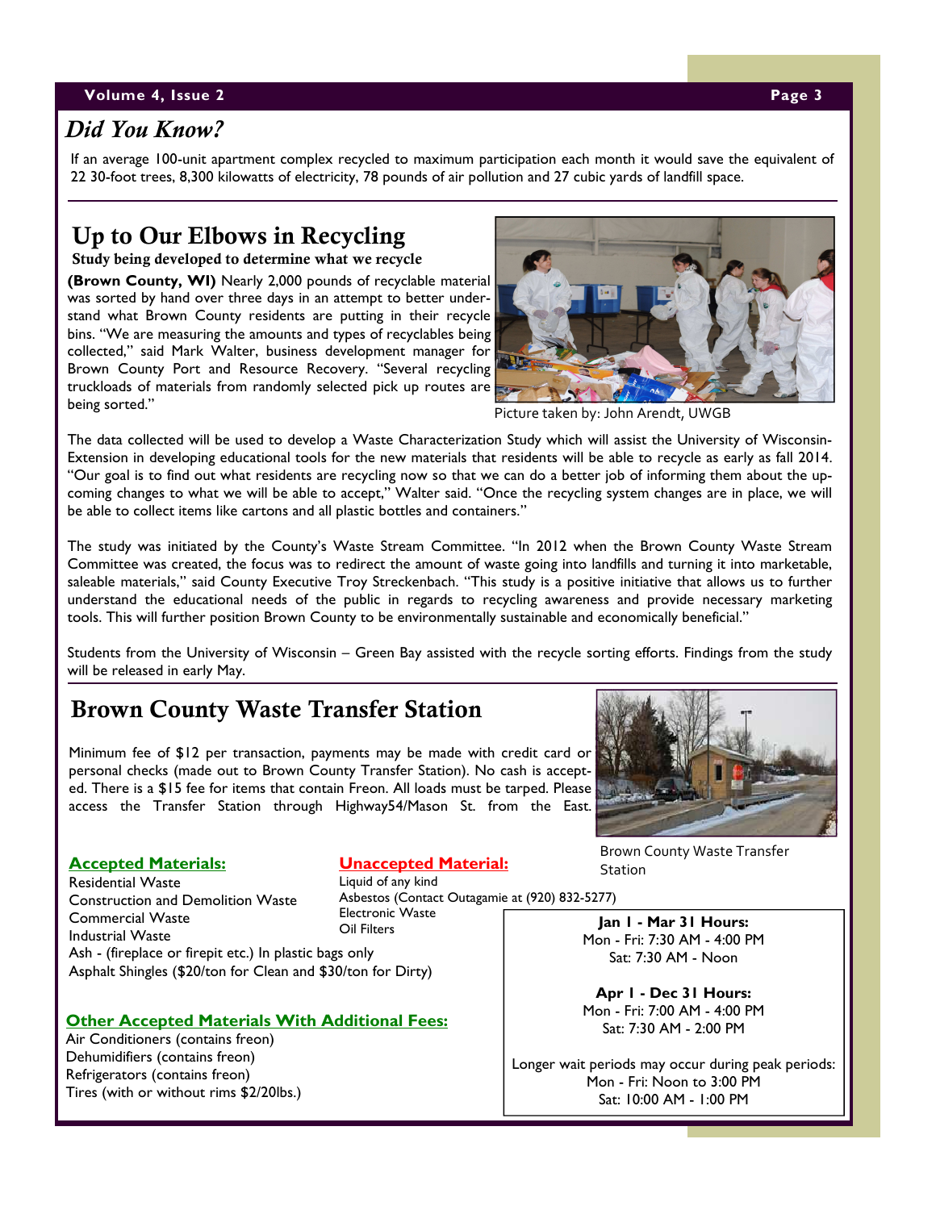## *Did You Know?*

If an average 100-unit apartment complex recycled to maximum participation each month it would save the equivalent of 22 30-foot trees, 8,300 kilowatts of electricity, 78 pounds of air pollution and 27 cubic yards of landfill space.

## Up to Our Elbows in Recycling

**Study being developed to determine what we recycle**

**(Brown County, WI)** Nearly 2,000 pounds of recyclable material was sorted by hand over three days in an attempt to better understand what Brown County residents are putting in their recycle bins. "We are measuring the amounts and types of recyclables being collected," said Mark Walter, business development manager for Brown County Port and Resource Recovery. "Several recycling truckloads of materials from randomly selected pick up routes are being sorted."

Picture taken by: John Arendt, UWGB

The data collected will be used to develop a Waste Characterization Study which will assist the University of Wisconsin-Extension in developing educational tools for the new materials that residents will be able to recycle as early as fall 2014. "Our goal is to find out what residents are recycling now so that we can do a better job of informing them about the upcoming changes to what we will be able to accept," Walter said. "Once the recycling system changes are in place, we will be able to collect items like cartons and all plastic bottles and containers."

The study was initiated by the County's Waste Stream Committee. "In 2012 when the Brown County Waste Stream Committee was created, the focus was to redirect the amount of waste going into landfills and turning it into marketable, saleable materials," said County Executive Troy Streckenbach. "This study is a positive initiative that allows us to further understand the educational needs of the public in regards to recycling awareness and provide necessary marketing tools. This will further position Brown County to be environmentally sustainable and economically beneficial."

Students from the University of Wisconsin – Green Bay assisted with the recycle sorting efforts. Findings from the study will be released in early May.

## Brown County Waste Transfer Station

Minimum fee of $12 per transaction, payments may be made with credit card or personal checks (made out to Brown County Transfer Station). No cash is accepted. There is a $15 fee for items that contain Freon. All loads must be tarped. Please access the Transfer Station through Highway54/Mason St. from the East.

Brown County Waste Transfer Station

**Accepted Materials:**

- Residential Waste
- Construction and Demolition Waste
- Commercial Waste
- Industrial Waste
- Ash - (fireplace or firepit etc.) In plastic bags only
- Asphalt Shingles ($20/ton for Clean and $30/ton for Dirty)

**Unaccepted Material:**

- Liquid of any kind
- Asbestos (Contact Outagamie at (920) 832-5277)
- Electronic Waste
- Oil Filters

**Other Accepted Materials With Additional Fees:**

- Air Conditioners (contains freon)
- Dehumidifiers (contains freon)
- Refrigerators (contains freon)
- Tires (with or without rims $2/20lbs.)

**Jan 1 - Mar 31 Hours:**
Mon - Fri: 7:30 AM - 4:00 PM
Sat: 7:30 AM - Noon

**Apr 1 - Dec 31 Hours:**
Mon - Fri: 7:00 AM - 4:00 PM
Sat: 7:30 AM - 2:00 PM

Longer wait periods may occur during peak periods:
Mon - Fri: Noon to 3:00 PM
Sat: 10:00 AM - 1:00 PM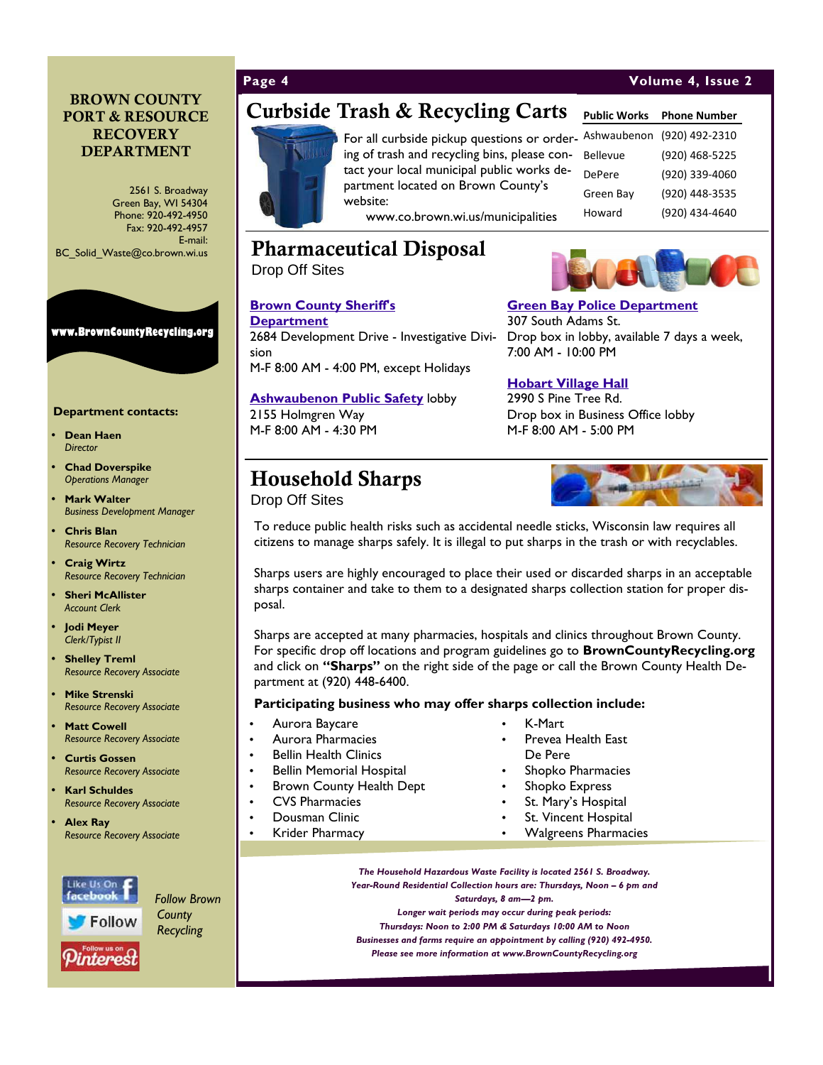**BROWN COUNTY PORT & RESOURCE RECOVERY DEPARTMENT**

2561 S. Broadway
Green Bay, WI 54304
Phone: 920-492-4950
Fax: 920-492-4957
E-mail:
BC_Solid_Waste@co.brown.wi.us

**www.BrownCountyRecycling.org**

**Department contacts:**

- **Dean Haen**
  *Director*
- **Chad Doverspike**
  *Operations Manager*
- **Mark Walter**
  *Business Development Manager*
- **Chris Blan**
  *Resource Recovery Technician*
- **Craig Wirtz**
  *Resource Recovery Technician*
- **Sheri McAllister**
  *Account Clerk*
- **Jodi Meyer**
  *Clerk/Typist II*
- **Shelley Treml**
  *Resource Recovery Associate*
- **Mike Strenski**
  *Resource Recovery Associate*
- **Matt Cowell**
  *Resource Recovery Associate*
- **Curtis Gossen**
  *Resource Recovery Associate*
- **Karl Schuldes**
  *Resource Recovery Associate*
- **Alex Ray**
  *Resource Recovery Associate*

Like Us On facebook
Follow
Follow us on Pinterest

*Follow Brown County Recycling*

# Curbside Trash & Recycling Carts

For all curbside pickup questions or ordering of trash and recycling bins, please contact your local municipal public works department located on Brown County's website:

www.co.brown.wi.us/municipalities

| Public Works | Phone Number |
|---|---|
| Ashwaubenon | (920) 492-2310 |
| Bellevue | (920) 468-5225 |
| DePere | (920) 339-4060 |
| Green Bay | (920) 448-3535 |
| Howard | (920) 434-4640 |

# Pharmaceutical Disposal

Drop Off Sites

**Brown County Sheriff's Department**
2684 Development Drive - Investigative Division
M-F 8:00 AM - 4:00 PM, except Holidays

**Ashwaubenon Public Safety** lobby
2155 Holmgren Way
M-F 8:00 AM - 4:30 PM

**Green Bay Police Department**
307 South Adams St.
Drop box in lobby, available 7 days a week, 7:00 AM - 10:00 PM

**Hobart Village Hall**
2990 S Pine Tree Rd.
Drop box in Business Office lobby
M-F 8:00 AM - 5:00 PM

# Household Sharps

Drop Off Sites

To reduce public health risks such as accidental needle sticks, Wisconsin law requires all citizens to manage sharps safely. It is illegal to put sharps in the trash or with recyclables.

Sharps users are highly encouraged to place their used or discarded sharps in an acceptable sharps container and take to them to a designated sharps collection station for proper disposal.

Sharps are accepted at many pharmacies, hospitals and clinics throughout Brown County. For specific drop off locations and program guidelines go to **BrownCountyRecycling.org** and click on **"Sharps"** on the right side of the page or call the Brown County Health Department at (920) 448-6400.

**Participating business who may offer sharps collection include:**

- Aurora Baycare
- Aurora Pharmacies
- Bellin Health Clinics
- Bellin Memorial Hospital
- Brown County Health Dept
- CVS Pharmacies
- Dousman Clinic
- Krider Pharmacy
- K-Mart
- Prevea Health East De Pere
- Shopko Pharmacies
- Shopko Express
- St. Mary's Hospital
- St. Vincent Hospital
- Walgreens Pharmacies

***The Household Hazardous Waste Facility is located 2561 S. Broadway.***
***Year-Round Residential Collection hours are: Thursdays, Noon – 6 pm and Saturdays, 8 am—2 pm.***
***Longer wait periods may occur during peak periods:***
***Thursdays: Noon to 2:00 PM & Saturdays 10:00 AM to Noon***
***Businesses and farms require an appointment by calling (920) 492-4950.***
***Please see more information at www.BrownCountyRecycling.org***